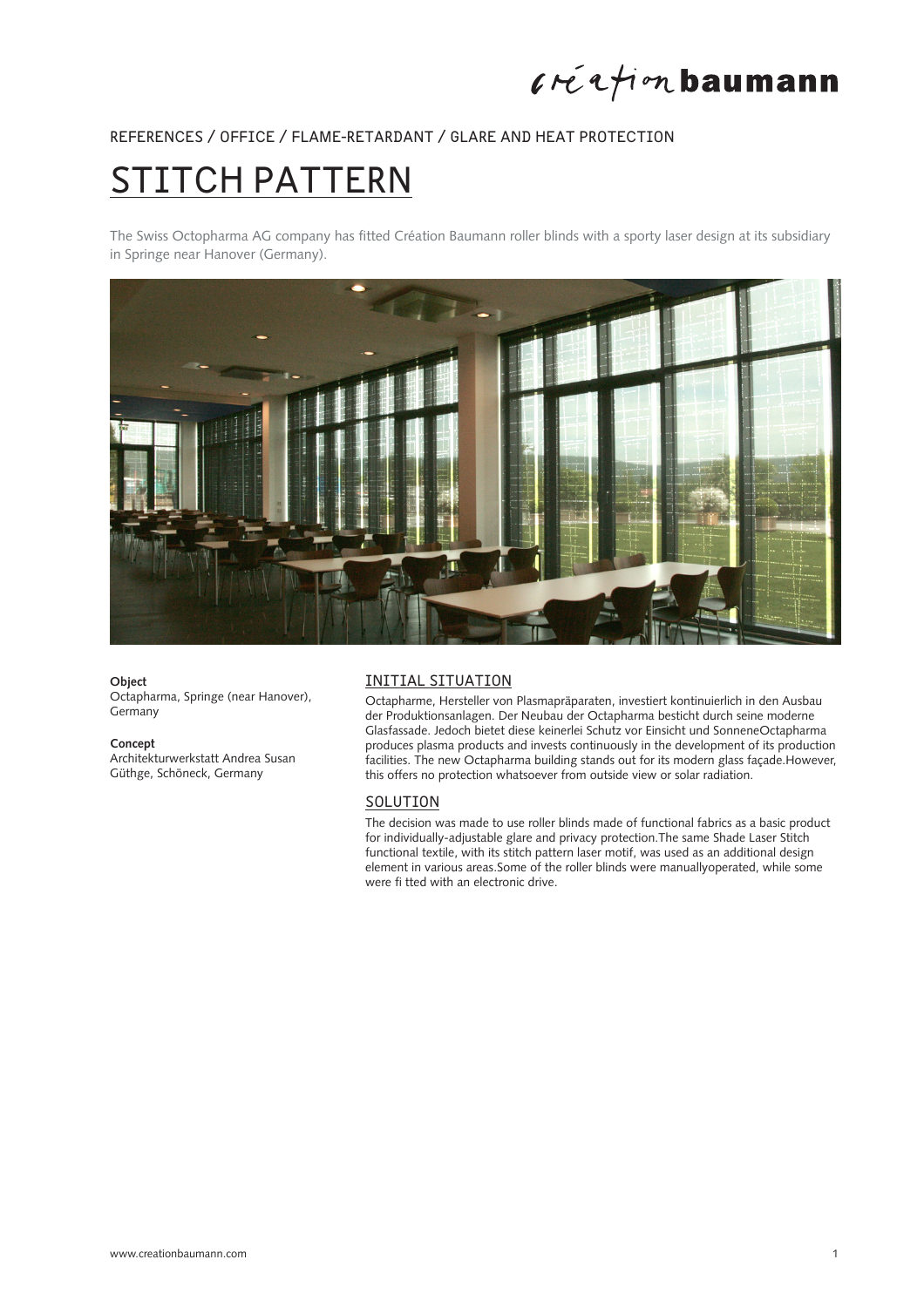REFERENCES / OFFICE / FLAME-RETARDANT / GLARE AND HEAT PROTECTION

# STITCH PATTERN

The Swiss Octopharma AG company has fitted Création Baumann roller blinds with a sporty laser design at its subsidiary in Springe near Hanover (Germany).

**Object**
Octapharma, Springe (near Hanover), Germany

**Concept**
Architekturwerkstatt Andrea Susan Güthge, Schöneck, Germany

## INITIAL SITUATION

Octapharme, Hersteller von Plasmapräparaten, investiert kontinuierlich in den Ausbau der Produktionsanlagen. Der Neubau der Octapharma besticht durch seine moderne Glasfassade. Jedoch bietet diese keinerlei Schutz vor Einsicht und SonneneOctapharma produces plasma products and invests continuously in the development of its production facilities. The new Octapharma building stands out for its modern glass façade.However, this offers no protection whatsoever from outside view or solar radiation.

## SOLUTION

The decision was made to use roller blinds made of functional fabrics as a basic product for individually-adjustable glare and privacy protection.The same Shade Laser Stitch functional textile, with its stitch pattern laser motif, was used as an additional design element in various areas.Some of the roller blinds were manuallyoperated, while some were fi tted with an electronic drive.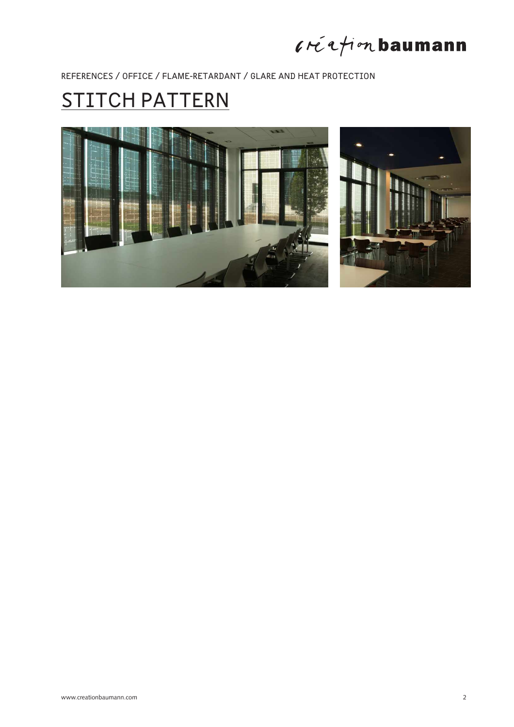REFERENCES / OFFICE / FLAME-RETARDANT / GLARE AND HEAT PROTECTION

# STITCH PATTERN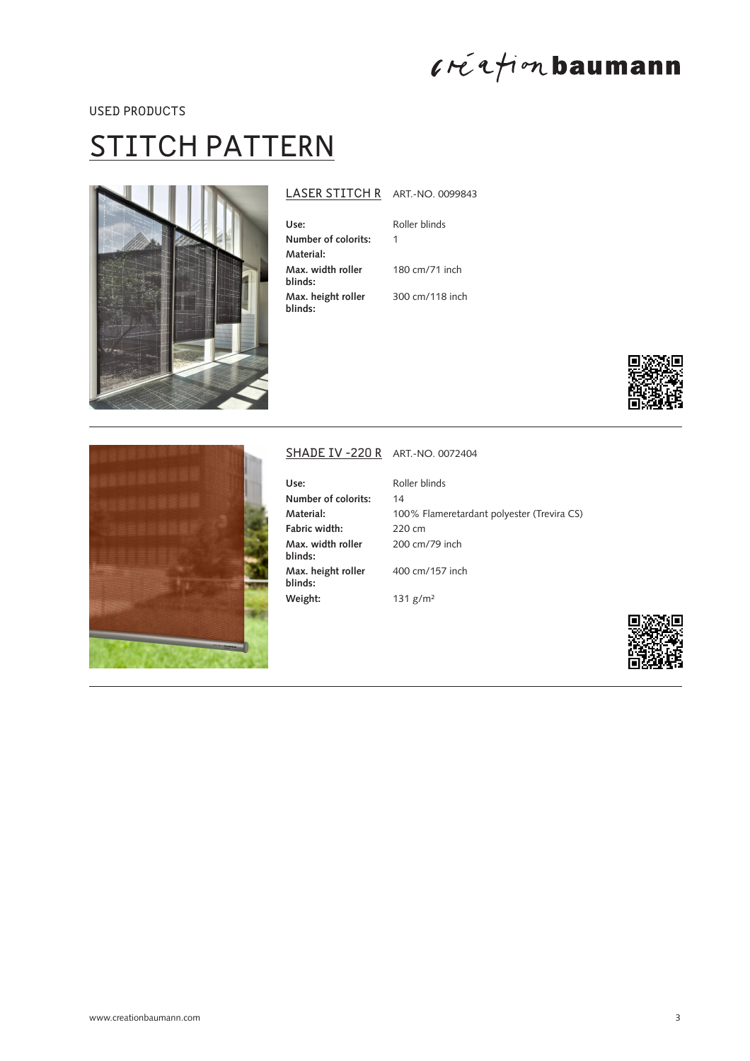USED PRODUCTS

# STITCH PATTERN

## LASER STITCH R

ART.-NO. 0099843

| | |
|---|---|
| **Use:** | Roller blinds |
| **Number of colorits:** | 1 |
| **Material:** | |
| **Max. width roller blinds:** | 180 cm/71 inch |
| **Max. height roller blinds:** | 300 cm/118 inch |

## SHADE IV -220 R

ART.-NO. 0072404

| | |
|---|---|
| **Use:** | Roller blinds |
| **Number of colorits:** | 14 |
| **Material:** | 100% Flameretardant polyester (Trevira CS) |
| **Fabric width:** | 220 cm |
| **Max. width roller blinds:** | 200 cm/79 inch |
| **Max. height roller blinds:** | 400 cm/157 inch |
| **Weight:** | 131 g/m² |

www.creationbaumann.com